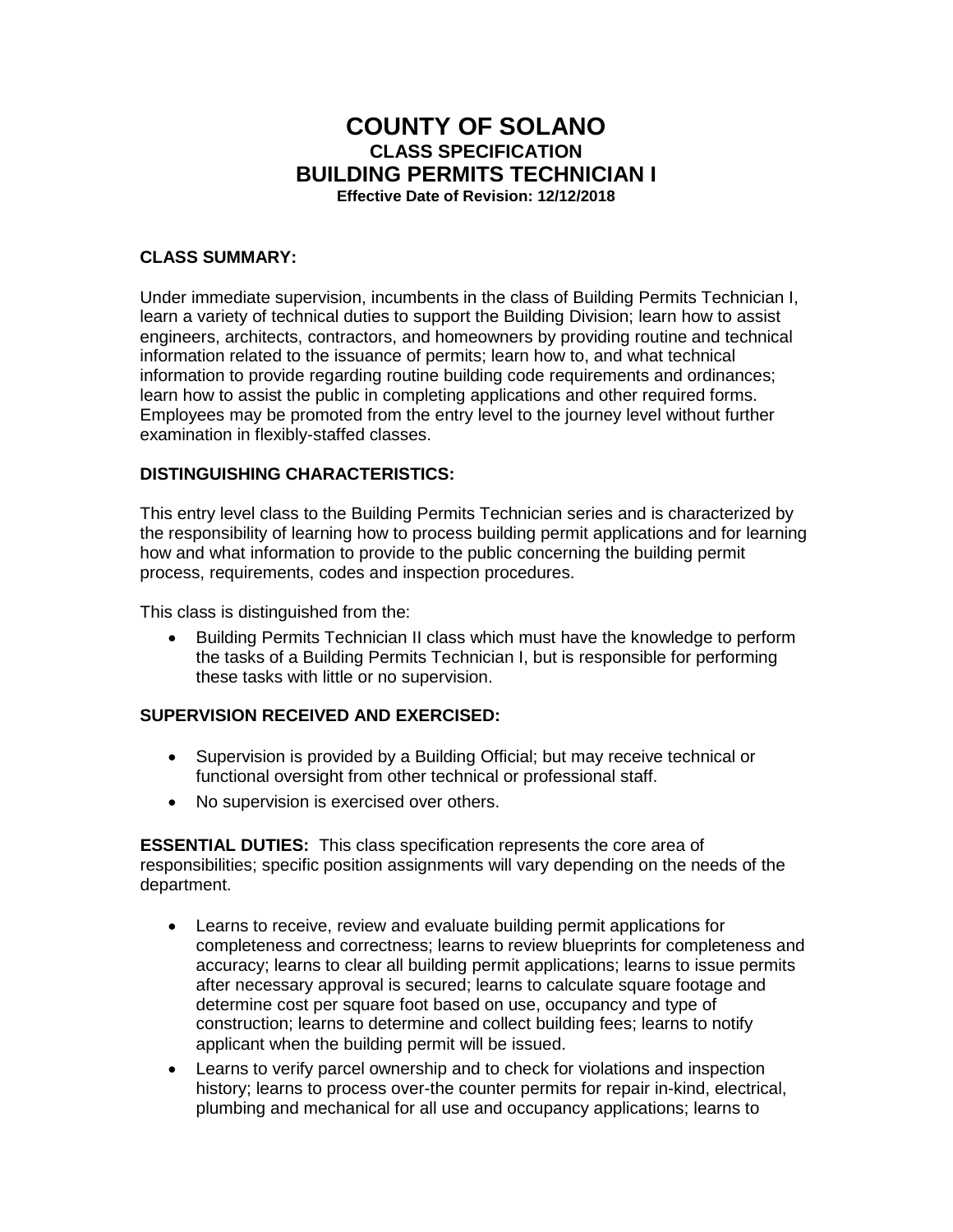# COUNTY OF SOLANO

## CLASS SPECIFICATION

## BUILDING PERMITS TECHNICIAN I

**Effective Date of Revision: 12/12/2018**

### CLASS SUMMARY:

Under immediate supervision, incumbents in the class of Building Permits Technician I, learn a variety of technical duties to support the Building Division; learn how to assist engineers, architects, contractors, and homeowners by providing routine and technical information related to the issuance of permits; learn how to, and what technical information to provide regarding routine building code requirements and ordinances; learn how to assist the public in completing applications and other required forms. Employees may be promoted from the entry level to the journey level without further examination in flexibly-staffed classes.

### DISTINGUISHING CHARACTERISTICS:

This entry level class to the Building Permits Technician series and is characterized by the responsibility of learning how to process building permit applications and for learning how and what information to provide to the public concerning the building permit process, requirements, codes and inspection procedures.

This class is distinguished from the:

- Building Permits Technician II class which must have the knowledge to perform the tasks of a Building Permits Technician I, but is responsible for performing these tasks with little or no supervision.

### SUPERVISION RECEIVED AND EXERCISED:

- Supervision is provided by a Building Official; but may receive technical or functional oversight from other technical or professional staff.
- No supervision is exercised over others.

**ESSENTIAL DUTIES:** This class specification represents the core area of responsibilities; specific position assignments will vary depending on the needs of the department.

- Learns to receive, review and evaluate building permit applications for completeness and correctness; learns to review blueprints for completeness and accuracy; learns to clear all building permit applications; learns to issue permits after necessary approval is secured; learns to calculate square footage and determine cost per square foot based on use, occupancy and type of construction; learns to determine and collect building fees; learns to notify applicant when the building permit will be issued.
- Learns to verify parcel ownership and to check for violations and inspection history; learns to process over-the counter permits for repair in-kind, electrical, plumbing and mechanical for all use and occupancy applications; learns to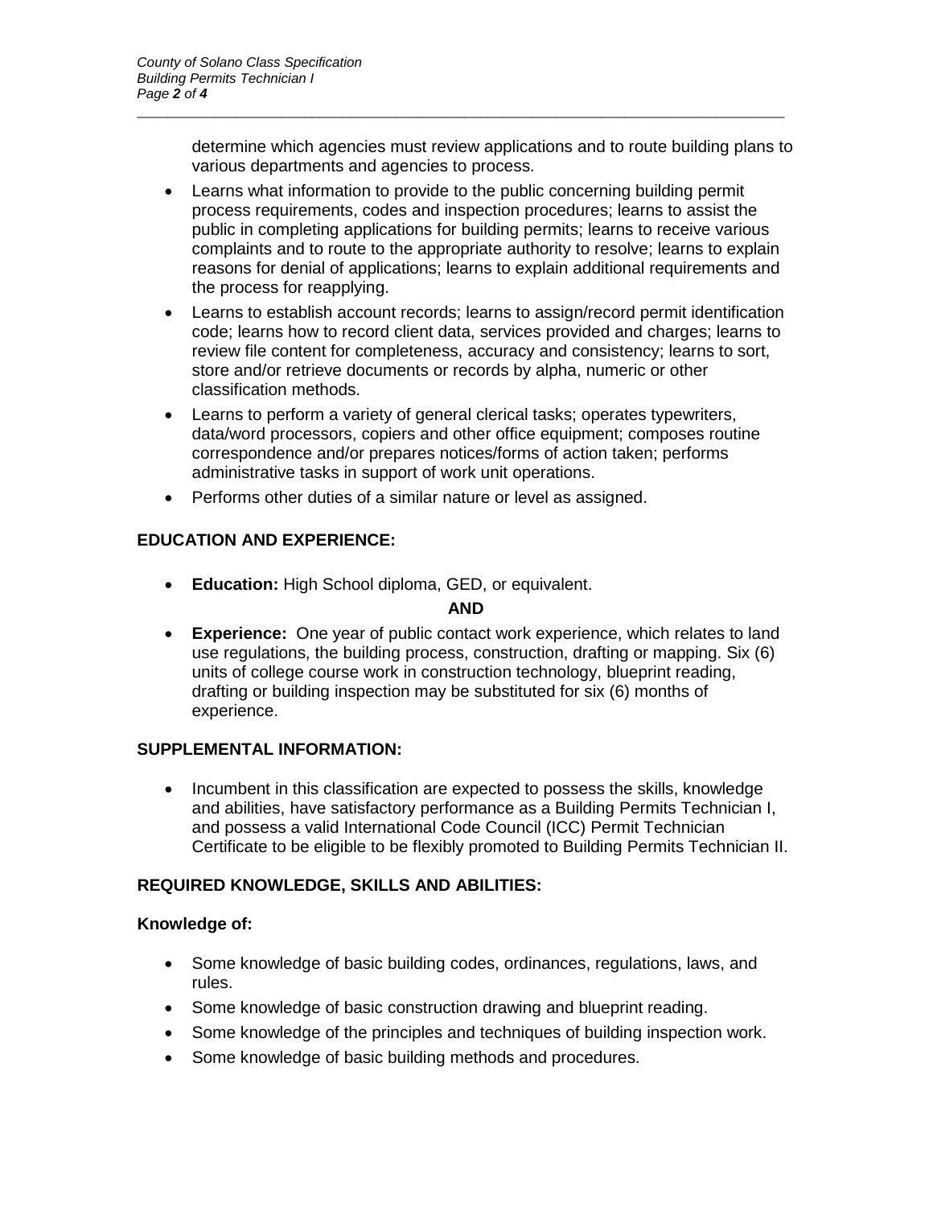determine which agencies must review applications and to route building plans to various departments and agencies to process.

- Learns what information to provide to the public concerning building permit process requirements, codes and inspection procedures; learns to assist the public in completing applications for building permits; learns to receive various complaints and to route to the appropriate authority to resolve; learns to explain reasons for denial of applications; learns to explain additional requirements and the process for reapplying.
- Learns to establish account records; learns to assign/record permit identification code; learns how to record client data, services provided and charges; learns to review file content for completeness, accuracy and consistency; learns to sort, store and/or retrieve documents or records by alpha, numeric or other classification methods.
- Learns to perform a variety of general clerical tasks; operates typewriters, data/word processors, copiers and other office equipment; composes routine correspondence and/or prepares notices/forms of action taken; performs administrative tasks in support of work unit operations.
- Performs other duties of a similar nature or level as assigned.

## EDUCATION AND EXPERIENCE:

- **Education:** High School diploma, GED, or equivalent.

**AND**

- **Experience:** One year of public contact work experience, which relates to land use regulations, the building process, construction, drafting or mapping. Six (6) units of college course work in construction technology, blueprint reading, drafting or building inspection may be substituted for six (6) months of experience.

## SUPPLEMENTAL INFORMATION:

- Incumbent in this classification are expected to possess the skills, knowledge and abilities, have satisfactory performance as a Building Permits Technician I, and possess a valid International Code Council (ICC) Permit Technician Certificate to be eligible to be flexibly promoted to Building Permits Technician II.

## REQUIRED KNOWLEDGE, SKILLS AND ABILITIES:

### Knowledge of:

- Some knowledge of basic building codes, ordinances, regulations, laws, and rules.
- Some knowledge of basic construction drawing and blueprint reading.
- Some knowledge of the principles and techniques of building inspection work.
- Some knowledge of basic building methods and procedures.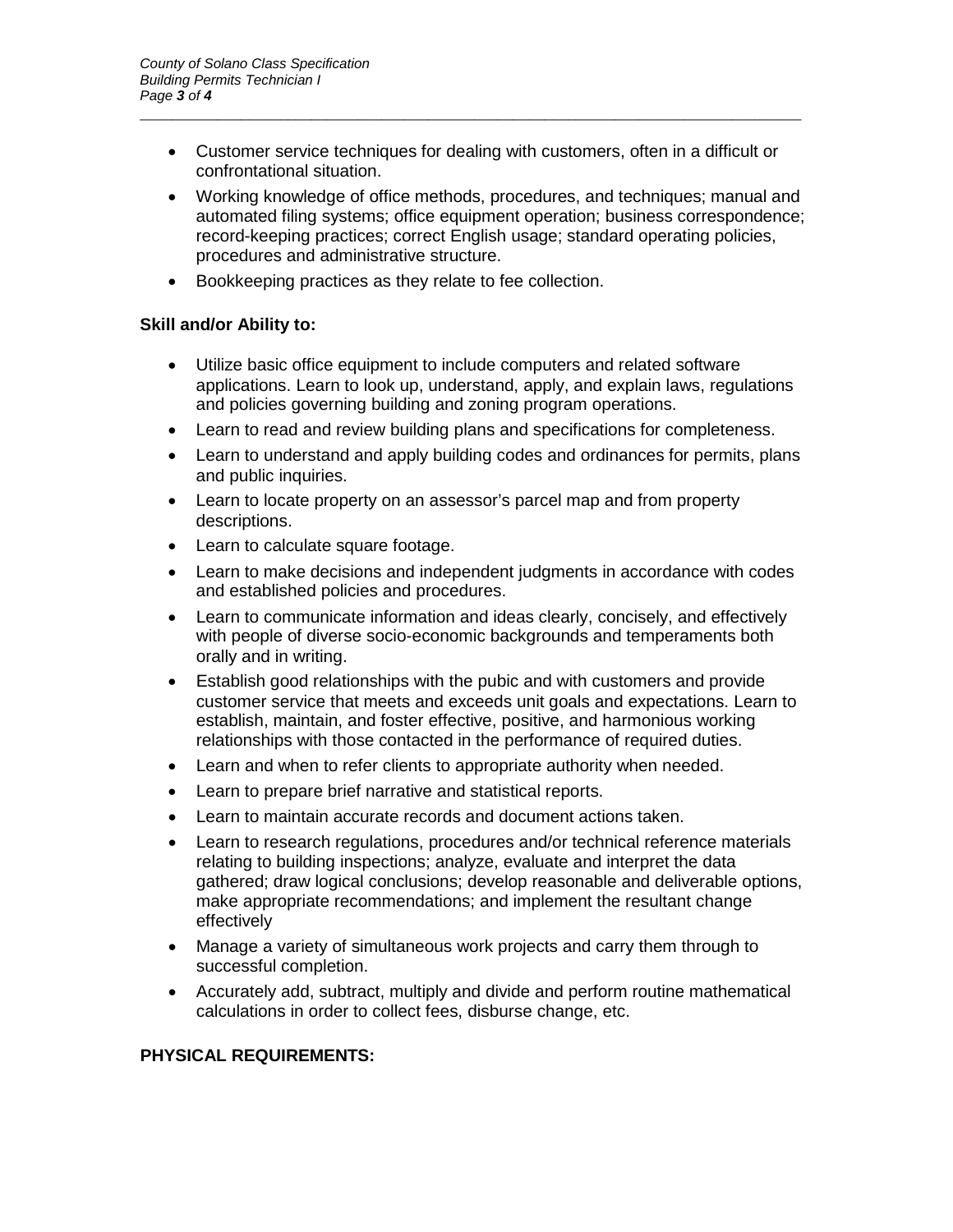- Customer service techniques for dealing with customers, often in a difficult or confrontational situation.
- Working knowledge of office methods, procedures, and techniques; manual and automated filing systems; office equipment operation; business correspondence; record-keeping practices; correct English usage; standard operating policies, procedures and administrative structure.
- Bookkeeping practices as they relate to fee collection.

**Skill and/or Ability to:**

- Utilize basic office equipment to include computers and related software applications. Learn to look up, understand, apply, and explain laws, regulations and policies governing building and zoning program operations.
- Learn to read and review building plans and specifications for completeness.
- Learn to understand and apply building codes and ordinances for permits, plans and public inquiries.
- Learn to locate property on an assessor's parcel map and from property descriptions.
- Learn to calculate square footage.
- Learn to make decisions and independent judgments in accordance with codes and established policies and procedures.
- Learn to communicate information and ideas clearly, concisely, and effectively with people of diverse socio-economic backgrounds and temperaments both orally and in writing.
- Establish good relationships with the pubic and with customers and provide customer service that meets and exceeds unit goals and expectations. Learn to establish, maintain, and foster effective, positive, and harmonious working relationships with those contacted in the performance of required duties.
- Learn and when to refer clients to appropriate authority when needed.
- Learn to prepare brief narrative and statistical reports.
- Learn to maintain accurate records and document actions taken.
- Learn to research regulations, procedures and/or technical reference materials relating to building inspections; analyze, evaluate and interpret the data gathered; draw logical conclusions; develop reasonable and deliverable options, make appropriate recommendations; and implement the resultant change effectively
- Manage a variety of simultaneous work projects and carry them through to successful completion.
- Accurately add, subtract, multiply and divide and perform routine mathematical calculations in order to collect fees, disburse change, etc.

**PHYSICAL REQUIREMENTS:**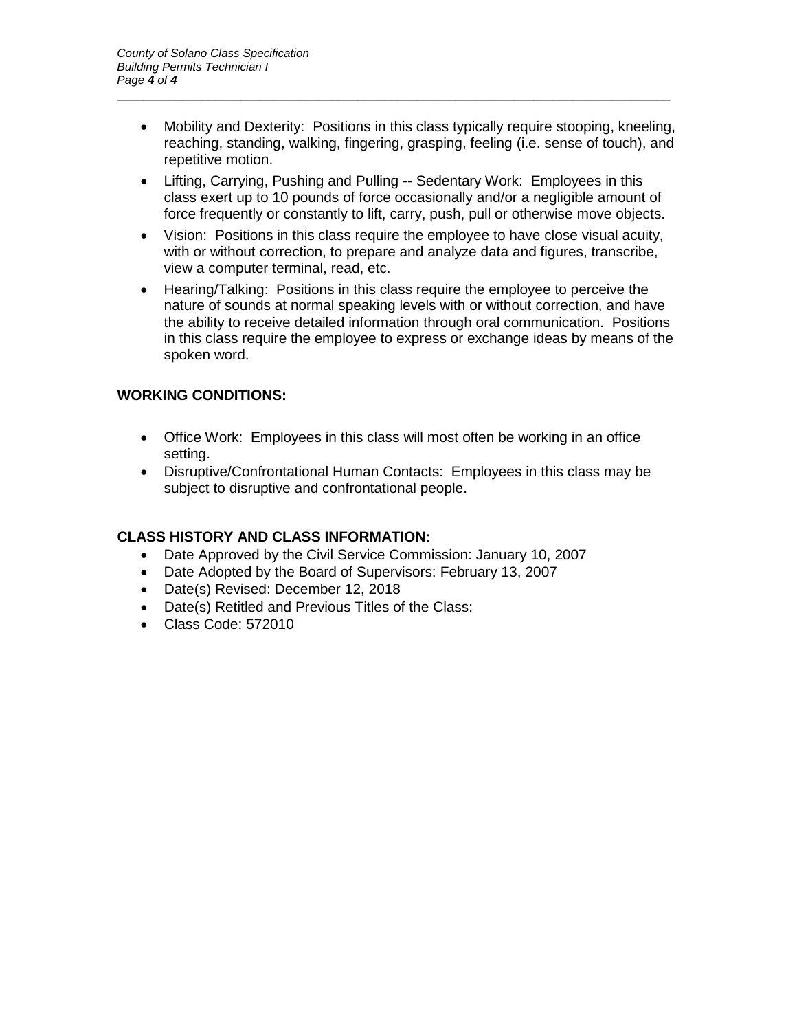- Mobility and Dexterity: Positions in this class typically require stooping, kneeling, reaching, standing, walking, fingering, grasping, feeling (i.e. sense of touch), and repetitive motion.
- Lifting, Carrying, Pushing and Pulling -- Sedentary Work: Employees in this class exert up to 10 pounds of force occasionally and/or a negligible amount of force frequently or constantly to lift, carry, push, pull or otherwise move objects.
- Vision: Positions in this class require the employee to have close visual acuity, with or without correction, to prepare and analyze data and figures, transcribe, view a computer terminal, read, etc.
- Hearing/Talking: Positions in this class require the employee to perceive the nature of sounds at normal speaking levels with or without correction, and have the ability to receive detailed information through oral communication. Positions in this class require the employee to express or exchange ideas by means of the spoken word.

**WORKING CONDITIONS:**

- Office Work: Employees in this class will most often be working in an office setting.
- Disruptive/Confrontational Human Contacts: Employees in this class may be subject to disruptive and confrontational people.

**CLASS HISTORY AND CLASS INFORMATION:**

- Date Approved by the Civil Service Commission: January 10, 2007
- Date Adopted by the Board of Supervisors: February 13, 2007
- Date(s) Revised: December 12, 2018
- Date(s) Retitled and Previous Titles of the Class:
- Class Code: 572010